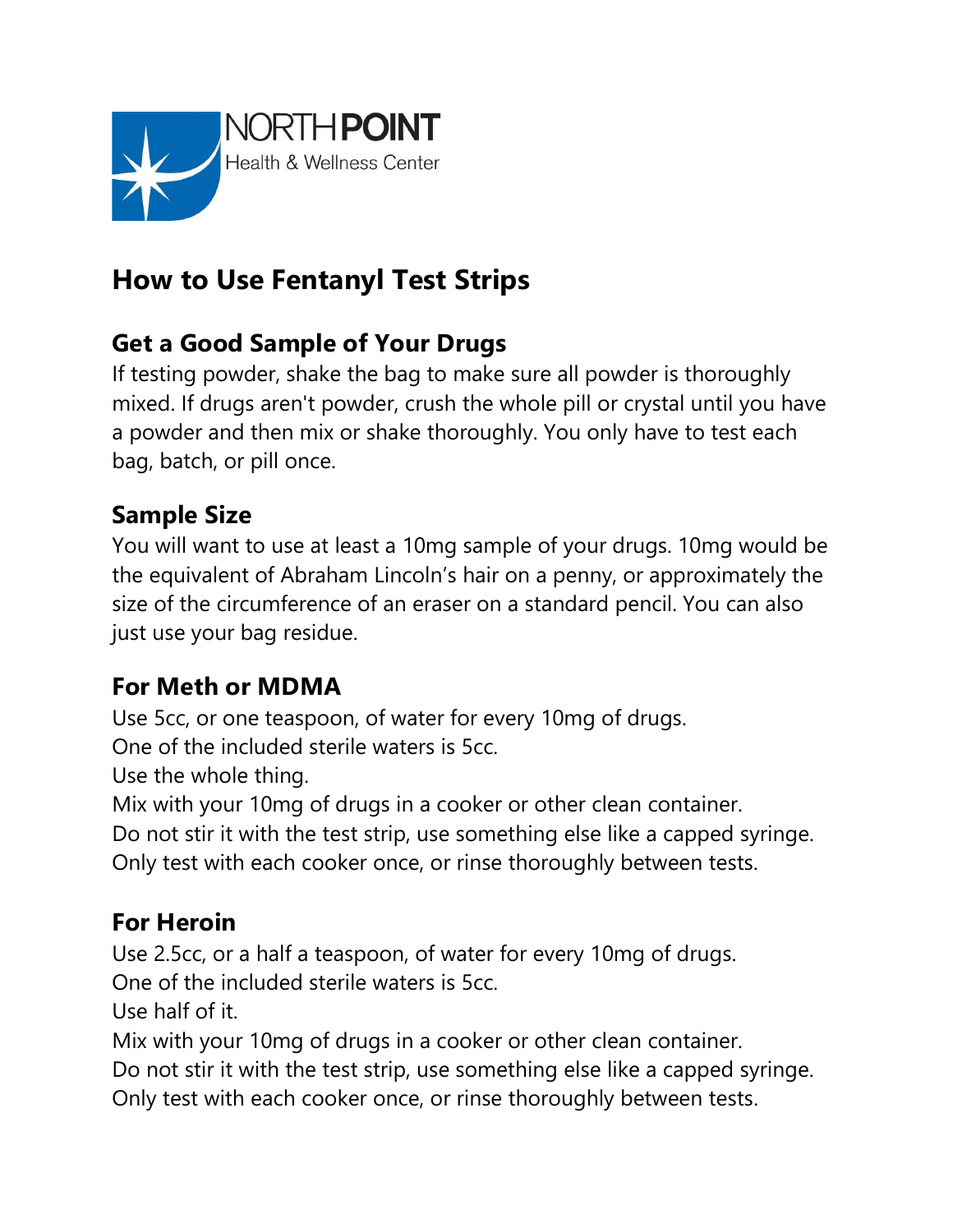NORTHPOINT
Health & Wellness Center

# How to Use Fentanyl Test Strips

## Get a Good Sample of Your Drugs

If testing powder, shake the bag to make sure all powder is thoroughly mixed. If drugs aren't powder, crush the whole pill or crystal until you have a powder and then mix or shake thoroughly. You only have to test each bag, batch, or pill once.

## Sample Size

You will want to use at least a 10mg sample of your drugs. 10mg would be the equivalent of Abraham Lincoln's hair on a penny, or approximately the size of the circumference of an eraser on a standard pencil. You can also just use your bag residue.

## For Meth or MDMA

Use 5cc, or one teaspoon, of water for every 10mg of drugs.
One of the included sterile waters is 5cc.
Use the whole thing.
Mix with your 10mg of drugs in a cooker or other clean container.
Do not stir it with the test strip, use something else like a capped syringe.
Only test with each cooker once, or rinse thoroughly between tests.

## For Heroin

Use 2.5cc, or a half a teaspoon, of water for every 10mg of drugs.
One of the included sterile waters is 5cc.
Use half of it.
Mix with your 10mg of drugs in a cooker or other clean container.
Do not stir it with the test strip, use something else like a capped syringe.
Only test with each cooker once, or rinse thoroughly between tests.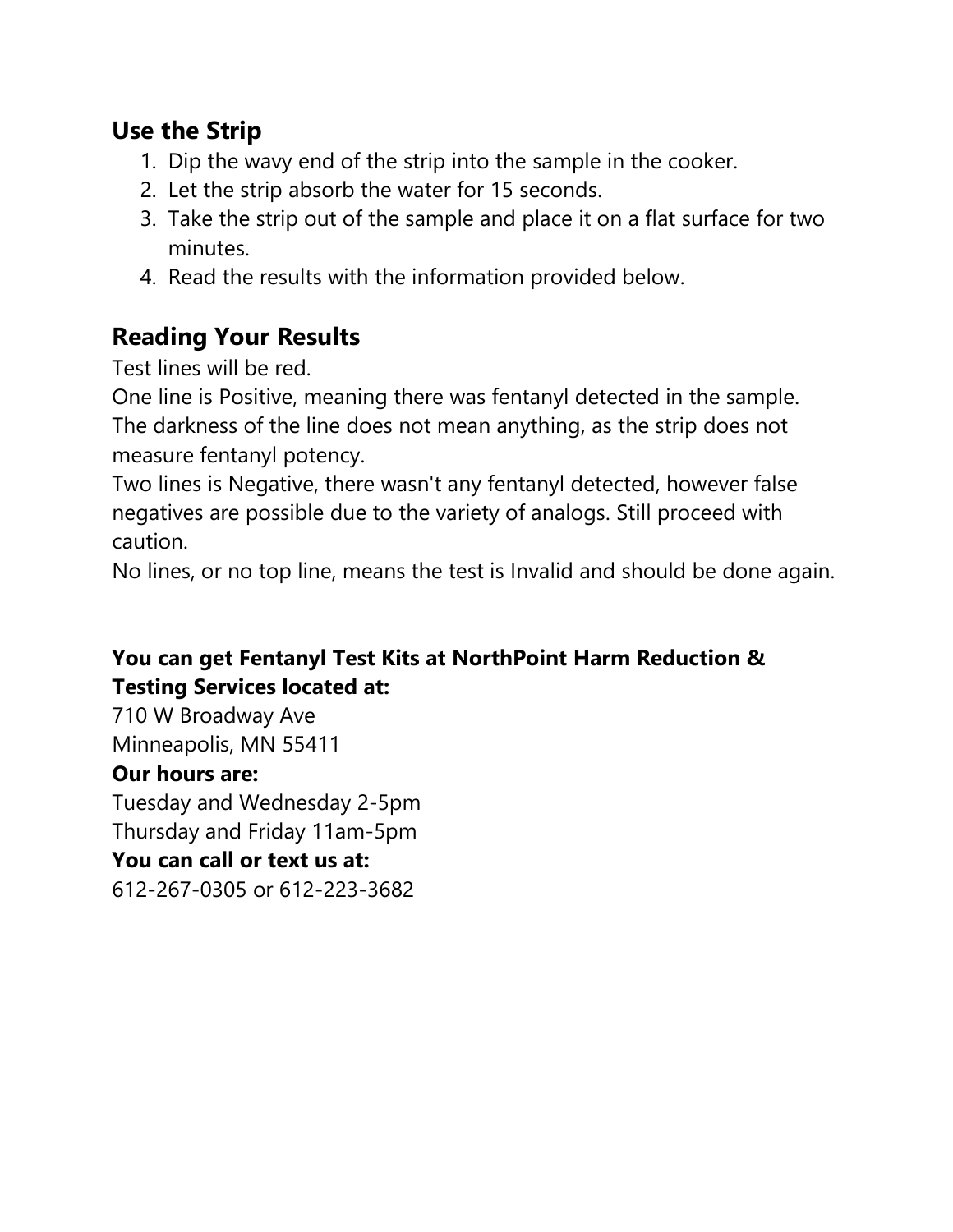## Use the Strip

1. Dip the wavy end of the strip into the sample in the cooker.
2. Let the strip absorb the water for 15 seconds.
3. Take the strip out of the sample and place it on a flat surface for two minutes.
4. Read the results with the information provided below.

## Reading Your Results

Test lines will be red.
One line is Positive, meaning there was fentanyl detected in the sample. The darkness of the line does not mean anything, as the strip does not measure fentanyl potency.
Two lines is Negative, there wasn't any fentanyl detected, however false negatives are possible due to the variety of analogs. Still proceed with caution.
No lines, or no top line, means the test is Invalid and should be done again.

**You can get Fentanyl Test Kits at NorthPoint Harm Reduction & Testing Services located at:**
710 W Broadway Ave
Minneapolis, MN 55411
**Our hours are:**
Tuesday and Wednesday 2-5pm
Thursday and Friday 11am-5pm
**You can call or text us at:**
612-267-0305 or 612-223-3682